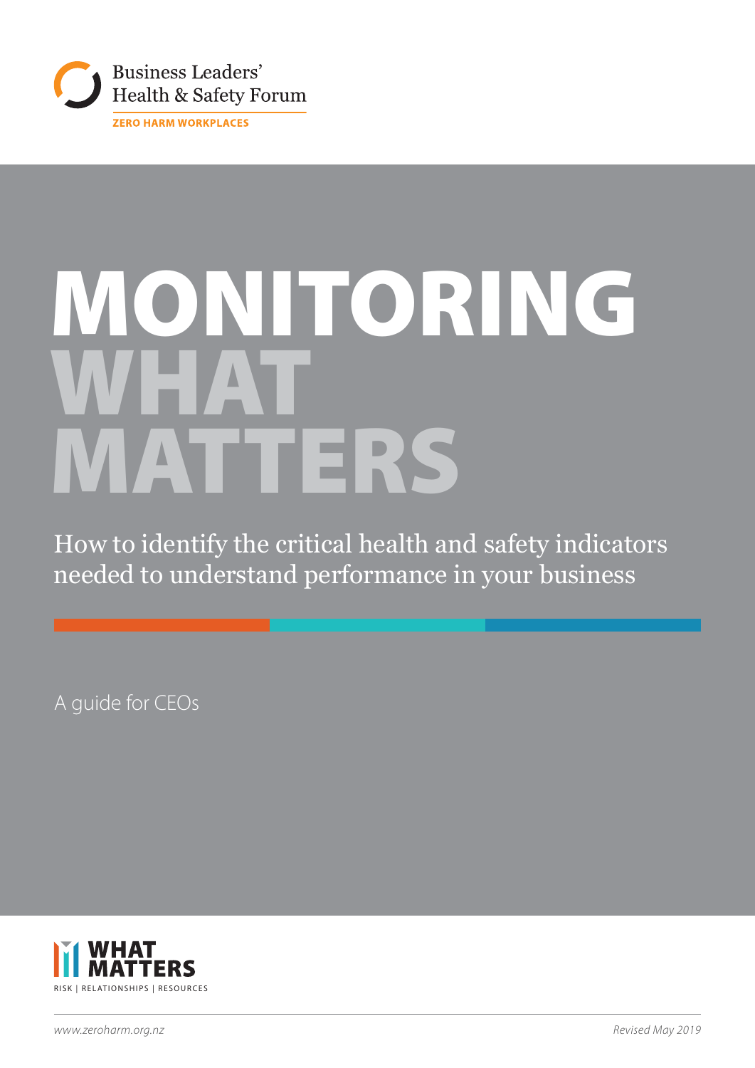Business Leaders' Health & Safety Forum

ZERO HARM WORKPLACES

# MONITORING WHAT MATTERS

## How to identify the critical health and safety indicators needed to understand performance in your business

A guide for CEOs

WHAT MATTERS

RISK | RELATIONSHIPS | RESOURCES

*www.zeroharm.org.nz*

*Revised May 2019*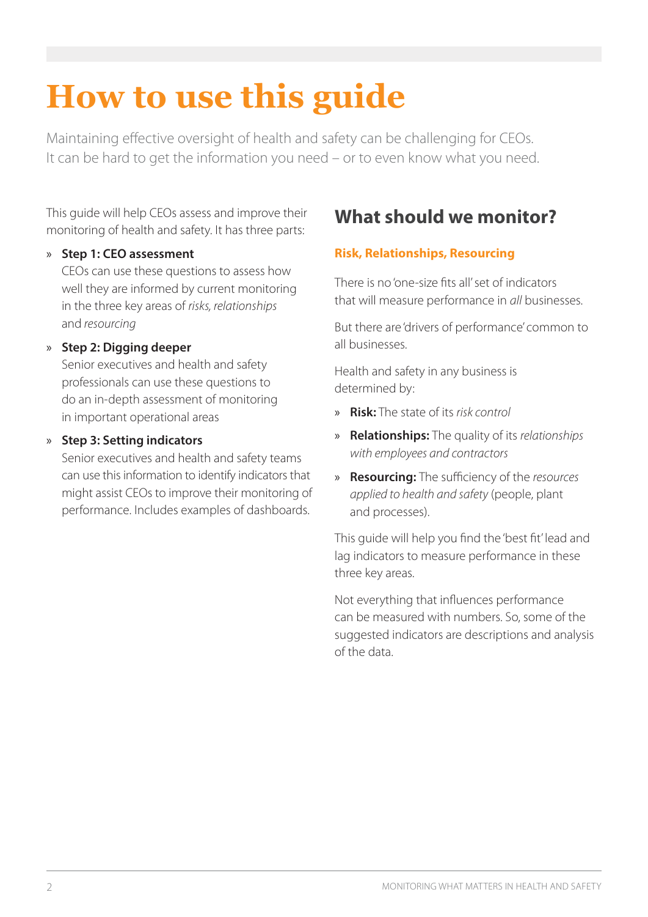# How to use this guide

Maintaining effective oversight of health and safety can be challenging for CEOs. It can be hard to get the information you need – or to even know what you need.

This guide will help CEOs assess and improve their monitoring of health and safety. It has three parts:

» **Step 1: CEO assessment**
CEOs can use these questions to assess how well they are informed by current monitoring in the three key areas of *risks, relationships* and *resourcing*

» **Step 2: Digging deeper**
Senior executives and health and safety professionals can use these questions to do an in-depth assessment of monitoring in important operational areas

» **Step 3: Setting indicators**
Senior executives and health and safety teams can use this information to identify indicators that might assist CEOs to improve their monitoring of performance. Includes examples of dashboards.

## What should we monitor?

### Risk, Relationships, Resourcing

There is no 'one-size fits all' set of indicators that will measure performance in *all* businesses.

But there are 'drivers of performance' common to all businesses.

Health and safety in any business is determined by:

» **Risk:** The state of its *risk control*

» **Relationships:** The quality of its *relationships with employees and contractors*

» **Resourcing:** The sufficiency of the *resources applied to health and safety* (people, plant and processes).

This guide will help you find the 'best fit' lead and lag indicators to measure performance in these three key areas.

Not everything that influences performance can be measured with numbers. So, some of the suggested indicators are descriptions and analysis of the data.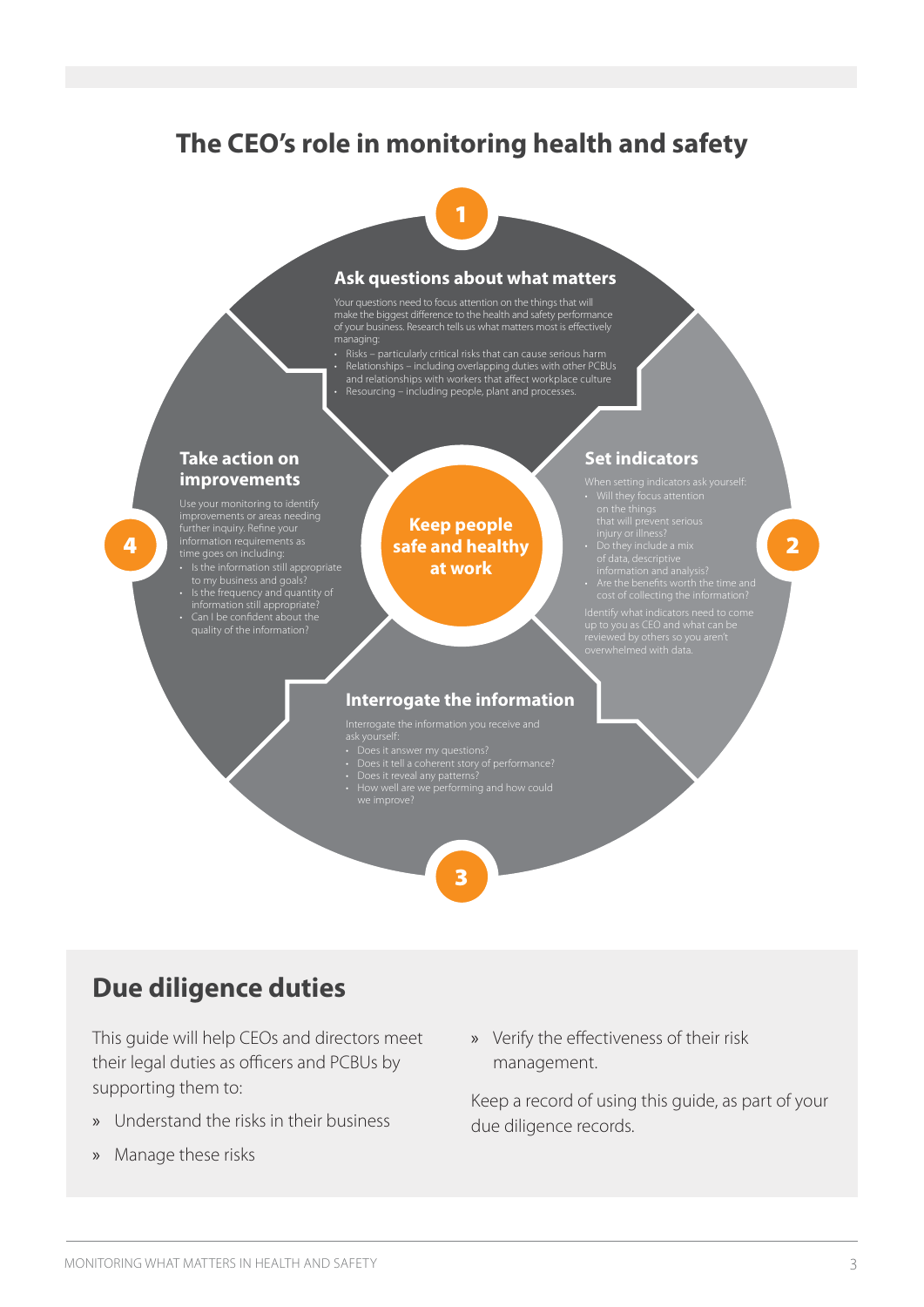# The CEO's role in monitoring health and safety

## Keep people safe and healthy at work

### 1. Ask questions about what matters

Your questions need to focus attention on the things that will make the biggest difference to the health and safety performance of your business. Research tells us what matters most is effectively managing:

- Risks – particularly critical risks that can cause serious harm
- Relationships – including overlapping duties with other PCBUs and relationships with workers that affect workplace culture
- Resourcing – including people, plant and processes.

### 2. Set indicators

When setting indicators ask yourself:

- Will they focus attention on the things that will prevent serious injury or illness?
- Do they include a mix of data, descriptive information and analysis?
- Are the benefits worth the time and cost of collecting the information?

Identify what indicators need to come up to you as CEO and what can be reviewed by others so you aren't overwhelmed with data.

### 3. Interrogate the information

Interrogate the information you receive and ask yourself:

- Does it answer my questions?
- Does it tell a coherent story of performance?
- Does it reveal any patterns?
- How well are we performing and how could we improve?

### 4. Take action on improvements

Use your monitoring to identify improvements or areas needing further inquiry. Refine your information requirements as time goes on including:

- Is the information still appropriate to my business and goals?
- Is the frequency and quantity of information still appropriate?
- Can I be confident about the quality of the information?

## Due diligence duties

This guide will help CEOs and directors meet their legal duties as officers and PCBUs by supporting them to:

- Understand the risks in their business
- Manage these risks
- Verify the effectiveness of their risk management.

Keep a record of using this guide, as part of your due diligence records.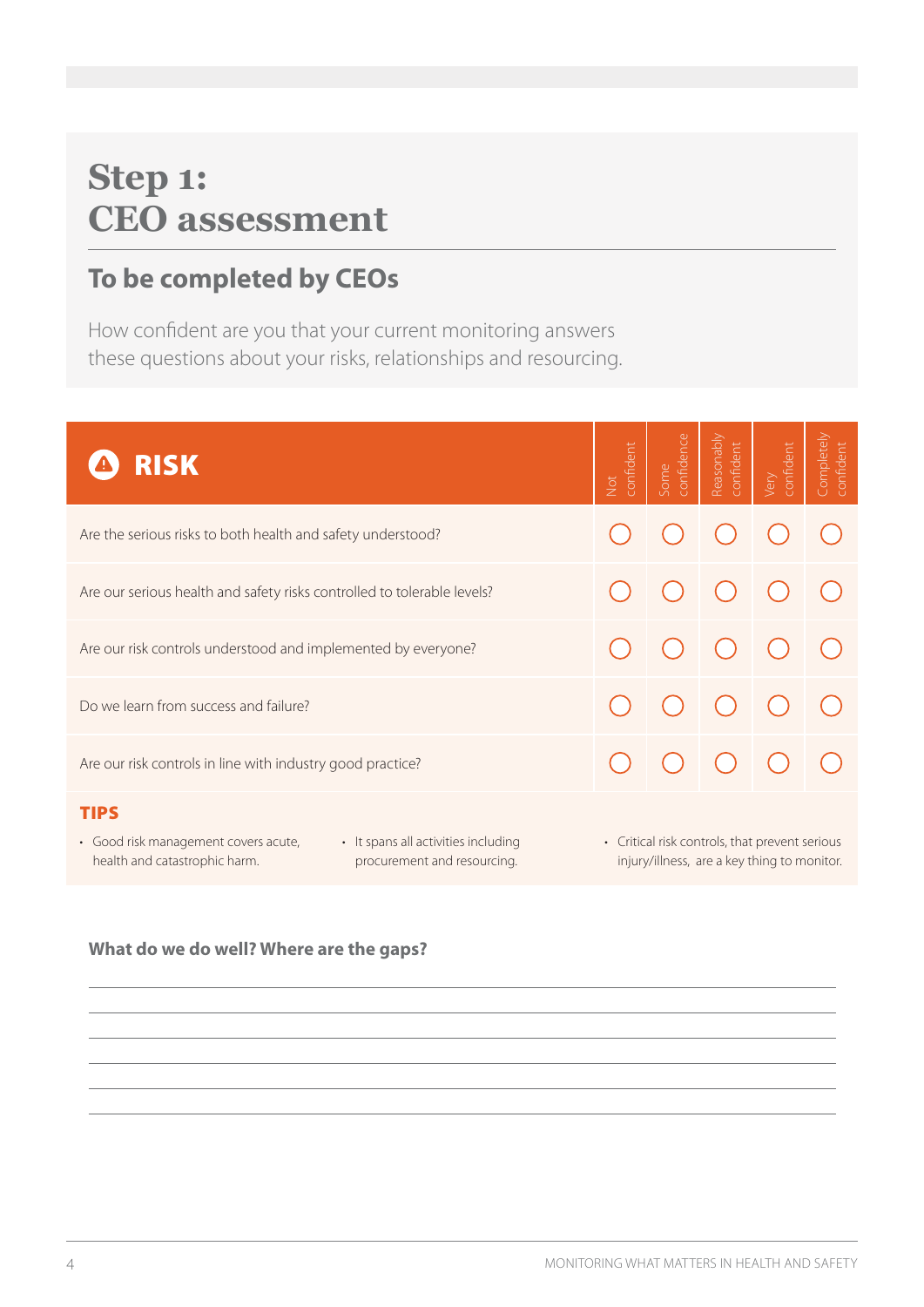# Step 1: CEO assessment

## To be completed by CEOs

How confident are you that your current monitoring answers these questions about your risks, relationships and resourcing.

| RISK | Not confident | Some confidence | Reasonably confident | Very confident | Completely confident |
|---|---|---|---|---|---|
| Are the serious risks to both health and safety understood? | ○ | ○ | ○ | ○ | ○ |
| Are our serious health and safety risks controlled to tolerable levels? | ○ | ○ | ○ | ○ | ○ |
| Are our risk controls understood and implemented by everyone? | ○ | ○ | ○ | ○ | ○ |
| Do we learn from success and failure? | ○ | ○ | ○ | ○ | ○ |
| Are our risk controls in line with industry good practice? | ○ | ○ | ○ | ○ | ○ |

**TIPS**

- Good risk management covers acute, health and catastrophic harm.
- It spans all activities including procurement and resourcing.
- Critical risk controls, that prevent serious injury/illness, are a key thing to monitor.

**What do we do well? Where are the gaps?**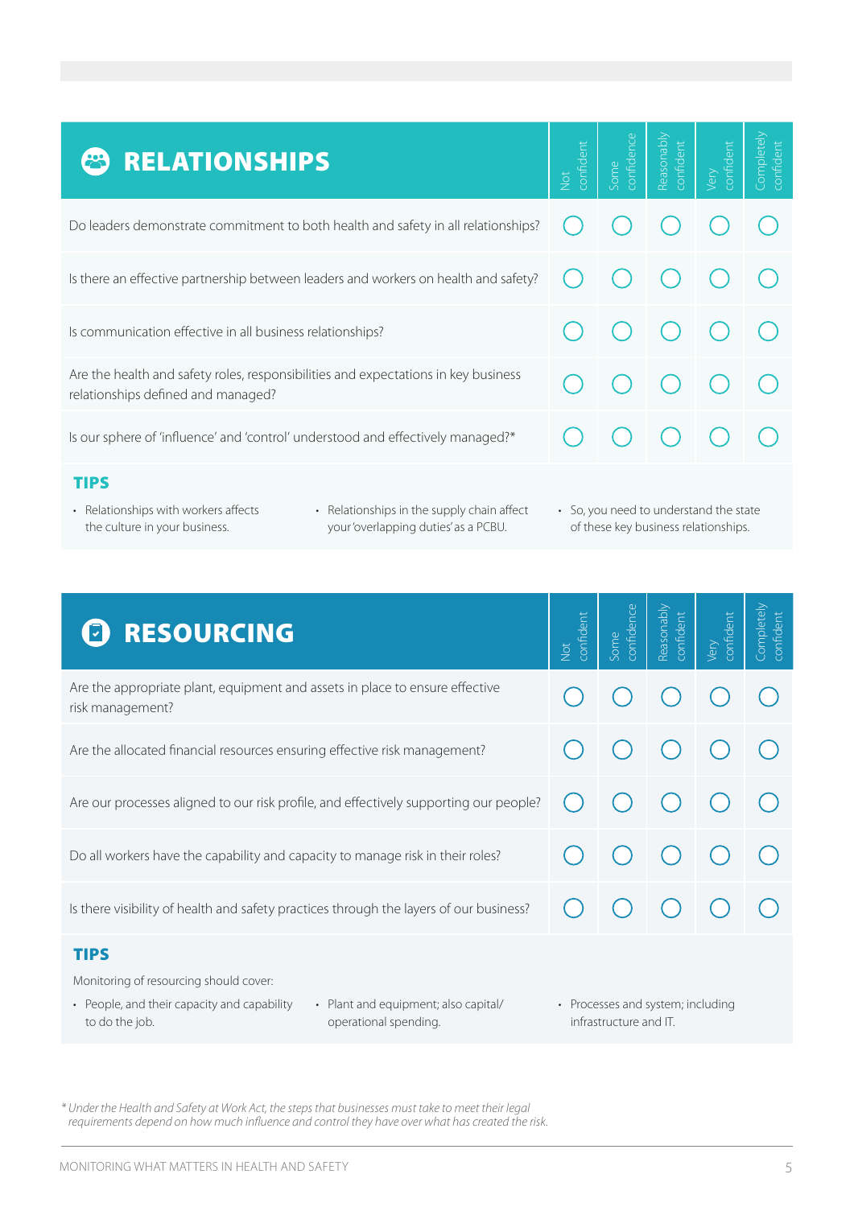| RELATIONSHIPS | Not confident | Some confidence | Reasonably confident | Very confident | Completely confident |
|---|---|---|---|---|---|
| Do leaders demonstrate commitment to both health and safety in all relationships? | ◯ | ◯ | ◯ | ◯ | ◯ |
| Is there an effective partnership between leaders and workers on health and safety? | ◯ | ◯ | ◯ | ◯ | ◯ |
| Is communication effective in all business relationships? | ◯ | ◯ | ◯ | ◯ | ◯ |
| Are the health and safety roles, responsibilities and expectations in key business relationships defined and managed? | ◯ | ◯ | ◯ | ◯ | ◯ |
| Is our sphere of 'influence' and 'control' understood and effectively managed?* | ◯ | ◯ | ◯ | ◯ | ◯ |

### TIPS

- Relationships with workers affects the culture in your business.
- Relationships in the supply chain affect your 'overlapping duties' as a PCBU.
- So, you need to understand the state of these key business relationships.

| RESOURCING | Not confident | Some confidence | Reasonably confident | Very confident | Completely confident |
|---|---|---|---|---|---|
| Are the appropriate plant, equipment and assets in place to ensure effective risk management? | ◯ | ◯ | ◯ | ◯ | ◯ |
| Are the allocated financial resources ensuring effective risk management? | ◯ | ◯ | ◯ | ◯ | ◯ |
| Are our processes aligned to our risk profile, and effectively supporting our people? | ◯ | ◯ | ◯ | ◯ | ◯ |
| Do all workers have the capability and capacity to manage risk in their roles? | ◯ | ◯ | ◯ | ◯ | ◯ |
| Is there visibility of health and safety practices through the layers of our business? | ◯ | ◯ | ◯ | ◯ | ◯ |

### TIPS

Monitoring of resourcing should cover:

- People, and their capacity and capability to do the job.
- Plant and equipment; also capital/operational spending.
- Processes and system; including infrastructure and IT.

*\* Under the Health and Safety at Work Act, the steps that businesses must take to meet their legal requirements depend on how much influence and control they have over what has created the risk.*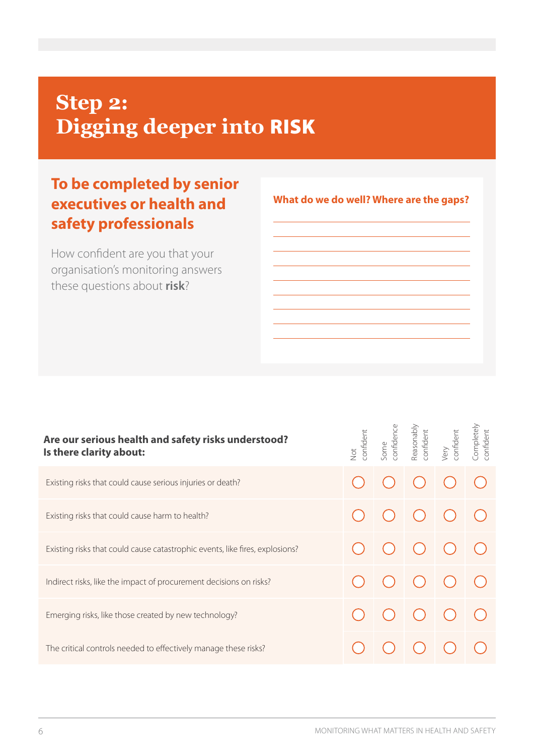# Step 2: Digging deeper into **RISK**

## To be completed by senior executives or health and safety professionals

How confident are you that your organisation's monitoring answers these questions about **risk**?

**What do we do well? Where are the gaps?**

| **Are our serious health and safety risks understood? Is there clarity about:** | Not confident | Some confidence | Reasonably confident | Very confident | Completely confident |
|---|---|---|---|---|---|
| Existing risks that could cause serious injuries or death? | ○ | ○ | ○ | ○ | ○ |
| Existing risks that could cause harm to health? | ○ | ○ | ○ | ○ | ○ |
| Existing risks that could cause catastrophic events, like fires, explosions? | ○ | ○ | ○ | ○ | ○ |
| Indirect risks, like the impact of procurement decisions on risks? | ○ | ○ | ○ | ○ | ○ |
| Emerging risks, like those created by new technology? | ○ | ○ | ○ | ○ | ○ |
| The critical controls needed to effectively manage these risks? | ○ | ○ | ○ | ○ | ○ |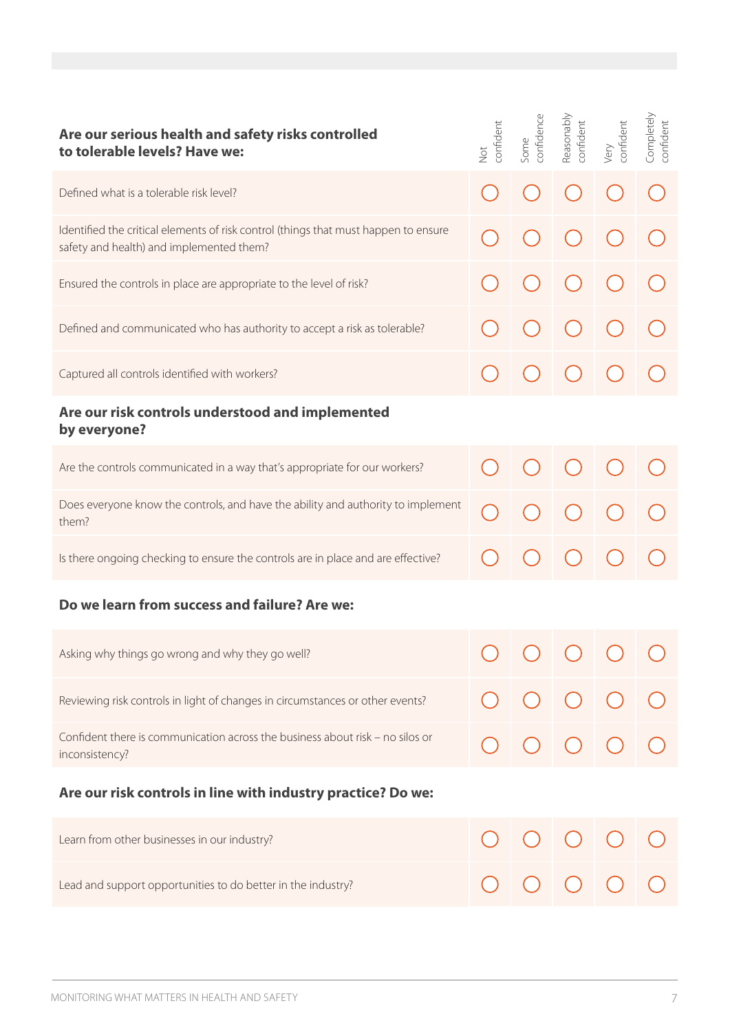| Are our serious health and safety risks controlled to tolerable levels? Have we: | Not confident | Some confidence | Reasonably confident | Very confident | Completely confident |
|---|---|---|---|---|---|
| Defined what is a tolerable risk level? | ◯ | ◯ | ◯ | ◯ | ◯ |
| Identified the critical elements of risk control (things that must happen to ensure safety and health) and implemented them? | ◯ | ◯ | ◯ | ◯ | ◯ |
| Ensured the controls in place are appropriate to the level of risk? | ◯ | ◯ | ◯ | ◯ | ◯ |
| Defined and communicated who has authority to accept a risk as tolerable? | ◯ | ◯ | ◯ | ◯ | ◯ |
| Captured all controls identified with workers? | ◯ | ◯ | ◯ | ◯ | ◯ |
| **Are our risk controls understood and implemented by everyone?** | | | | | |
| Are the controls communicated in a way that's appropriate for our workers? | ◯ | ◯ | ◯ | ◯ | ◯ |
| Does everyone know the controls, and have the ability and authority to implement them? | ◯ | ◯ | ◯ | ◯ | ◯ |
| Is there ongoing checking to ensure the controls are in place and are effective? | ◯ | ◯ | ◯ | ◯ | ◯ |
| **Do we learn from success and failure? Are we:** | | | | | |
| Asking why things go wrong and why they go well? | ◯ | ◯ | ◯ | ◯ | ◯ |
| Reviewing risk controls in light of changes in circumstances or other events? | ◯ | ◯ | ◯ | ◯ | ◯ |
| Confident there is communication across the business about risk – no silos or inconsistency? | ◯ | ◯ | ◯ | ◯ | ◯ |
| **Are our risk controls in line with industry practice? Do we:** | | | | | |
| Learn from other businesses in our industry? | ◯ | ◯ | ◯ | ◯ | ◯ |
| Lead and support opportunities to do better in the industry? | ◯ | ◯ | ◯ | ◯ | ◯ |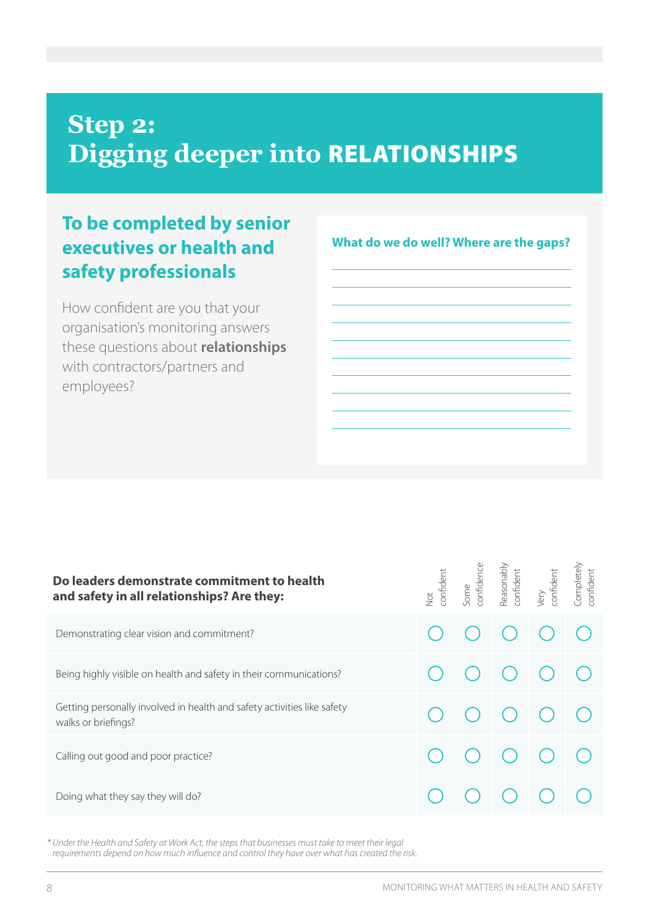# Step 2: Digging deeper into RELATIONSHIPS

## To be completed by senior executives or health and safety professionals

How confident are you that your organisation's monitoring answers these questions about **relationships** with contractors/partners and employees?

**What do we do well? Where are the gaps?**

| Do leaders demonstrate commitment to health and safety in all relationships? Are they: | Not confident | Some confidence | Reasonably confident | Very confident | Completely confident |
|---|---|---|---|---|---|
| Demonstrating clear vision and commitment? | ◯ | ◯ | ◯ | ◯ | ◯ |
| Being highly visible on health and safety in their communications? | ◯ | ◯ | ◯ | ◯ | ◯ |
| Getting personally involved in health and safety activities like safety walks or briefings? | ◯ | ◯ | ◯ | ◯ | ◯ |
| Calling out good and poor practice? | ◯ | ◯ | ◯ | ◯ | ◯ |
| Doing what they say they will do? | ◯ | ◯ | ◯ | ◯ | ◯ |

*\* Under the Health and Safety at Work Act, the steps that businesses must take to meet their legal requirements depend on how much influence and control they have over what has created the risk.*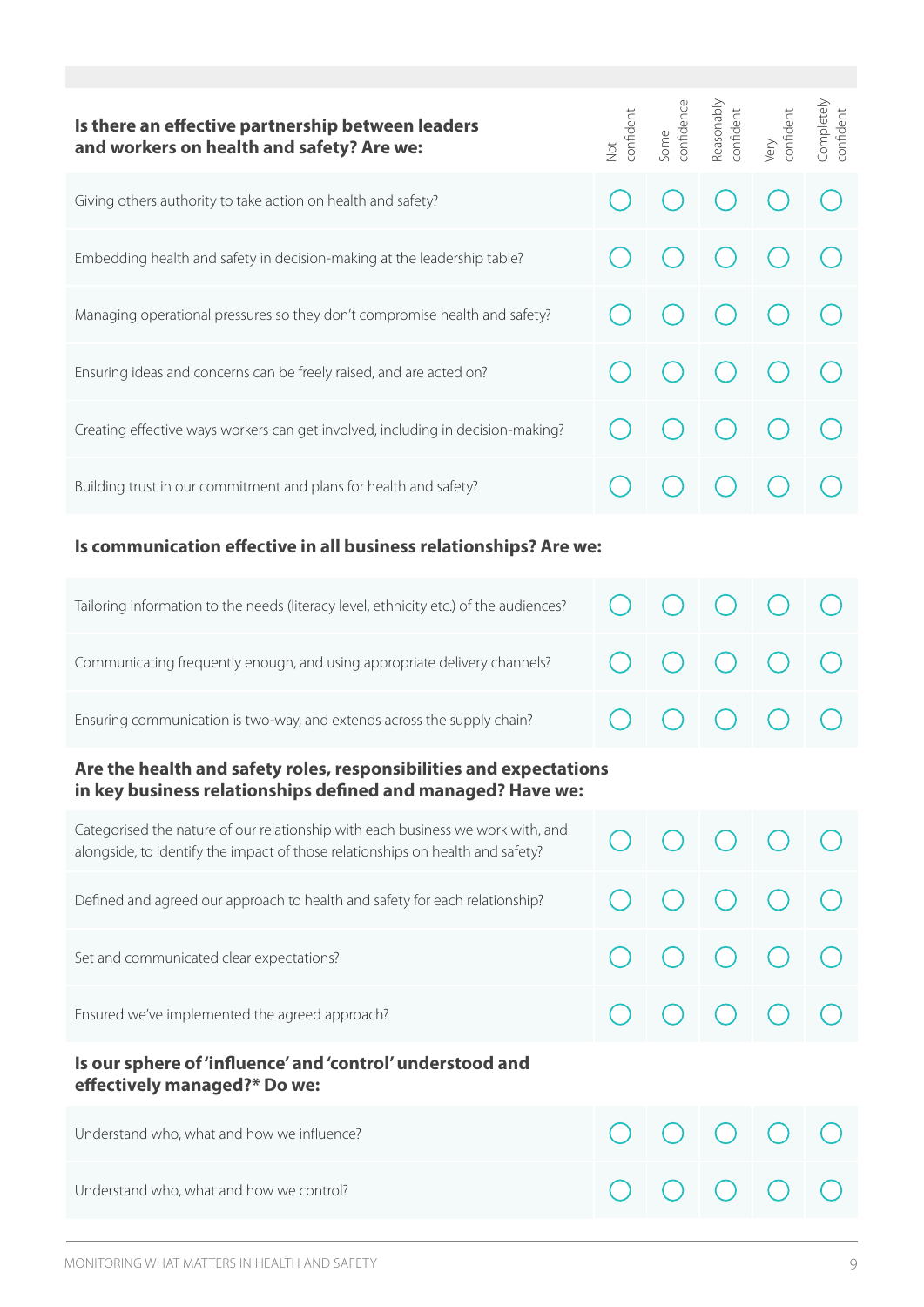| Is there an effective partnership between leaders and workers on health and safety? Are we: | Not confident | Some confidence | Reasonably confident | Very confident | Completely confident |
|---|---|---|---|---|---|
| Giving others authority to take action on health and safety? | ◯ | ◯ | ◯ | ◯ | ◯ |
| Embedding health and safety in decision-making at the leadership table? | ◯ | ◯ | ◯ | ◯ | ◯ |
| Managing operational pressures so they don't compromise health and safety? | ◯ | ◯ | ◯ | ◯ | ◯ |
| Ensuring ideas and concerns can be freely raised, and are acted on? | ◯ | ◯ | ◯ | ◯ | ◯ |
| Creating effective ways workers can get involved, including in decision-making? | ◯ | ◯ | ◯ | ◯ | ◯ |
| Building trust in our commitment and plans for health and safety? | ◯ | ◯ | ◯ | ◯ | ◯ |
| **Is communication effective in all business relationships? Are we:** | | | | | |
| Tailoring information to the needs (literacy level, ethnicity etc.) of the audiences? | ◯ | ◯ | ◯ | ◯ | ◯ |
| Communicating frequently enough, and using appropriate delivery channels? | ◯ | ◯ | ◯ | ◯ | ◯ |
| Ensuring communication is two-way, and extends across the supply chain? | ◯ | ◯ | ◯ | ◯ | ◯ |
| **Are the health and safety roles, responsibilities and expectations in key business relationships defined and managed? Have we:** | | | | | |
| Categorised the nature of our relationship with each business we work with, and alongside, to identify the impact of those relationships on health and safety? | ◯ | ◯ | ◯ | ◯ | ◯ |
| Defined and agreed our approach to health and safety for each relationship? | ◯ | ◯ | ◯ | ◯ | ◯ |
| Set and communicated clear expectations? | ◯ | ◯ | ◯ | ◯ | ◯ |
| Ensured we've implemented the agreed approach? | ◯ | ◯ | ◯ | ◯ | ◯ |
| **Is our sphere of 'influence' and 'control' understood and effectively managed?* Do we:** | | | | | |
| Understand who, what and how we influence? | ◯ | ◯ | ◯ | ◯ | ◯ |
| Understand who, what and how we control? | ◯ | ◯ | ◯ | ◯ | ◯ |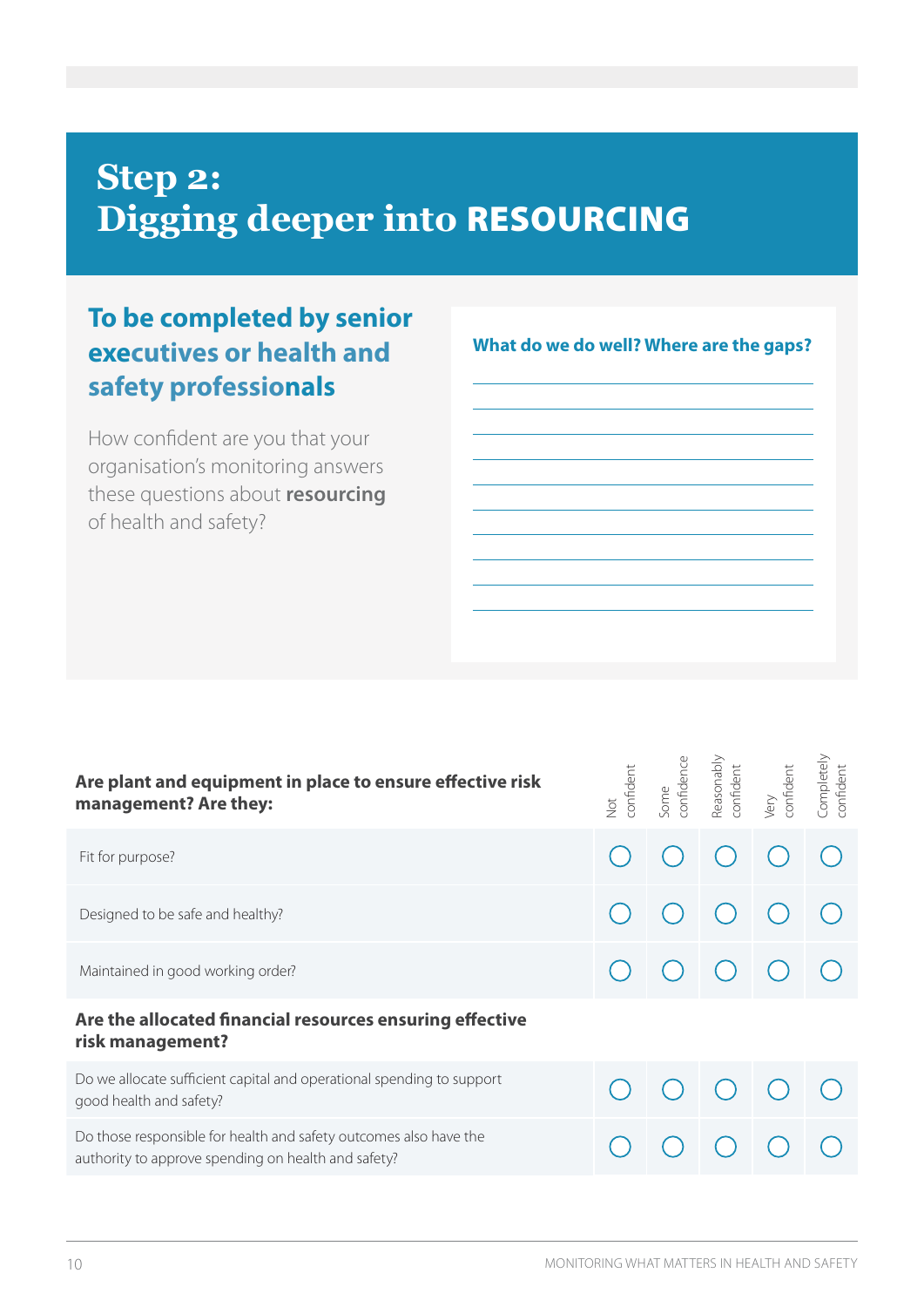# Step 2: Digging deeper into RESOURCING

## To be completed by senior executives or health and safety professionals

How confident are you that your organisation's monitoring answers these questions about **resourcing** of health and safety?

**What do we do well? Where are the gaps?**

| Are plant and equipment in place to ensure effective risk management? Are they: | Not confident | Some confidence | Reasonably confident | Very confident | Completely confident |
|---|---|---|---|---|---|
| Fit for purpose? | ◯ | ◯ | ◯ | ◯ | ◯ |
| Designed to be safe and healthy? | ◯ | ◯ | ◯ | ◯ | ◯ |
| Maintained in good working order? | ◯ | ◯ | ◯ | ◯ | ◯ |
| **Are the allocated financial resources ensuring effective risk management?** | | | | | |
| Do we allocate sufficient capital and operational spending to support good health and safety? | ◯ | ◯ | ◯ | ◯ | ◯ |
| Do those responsible for health and safety outcomes also have the authority to approve spending on health and safety? | ◯ | ◯ | ◯ | ◯ | ◯ |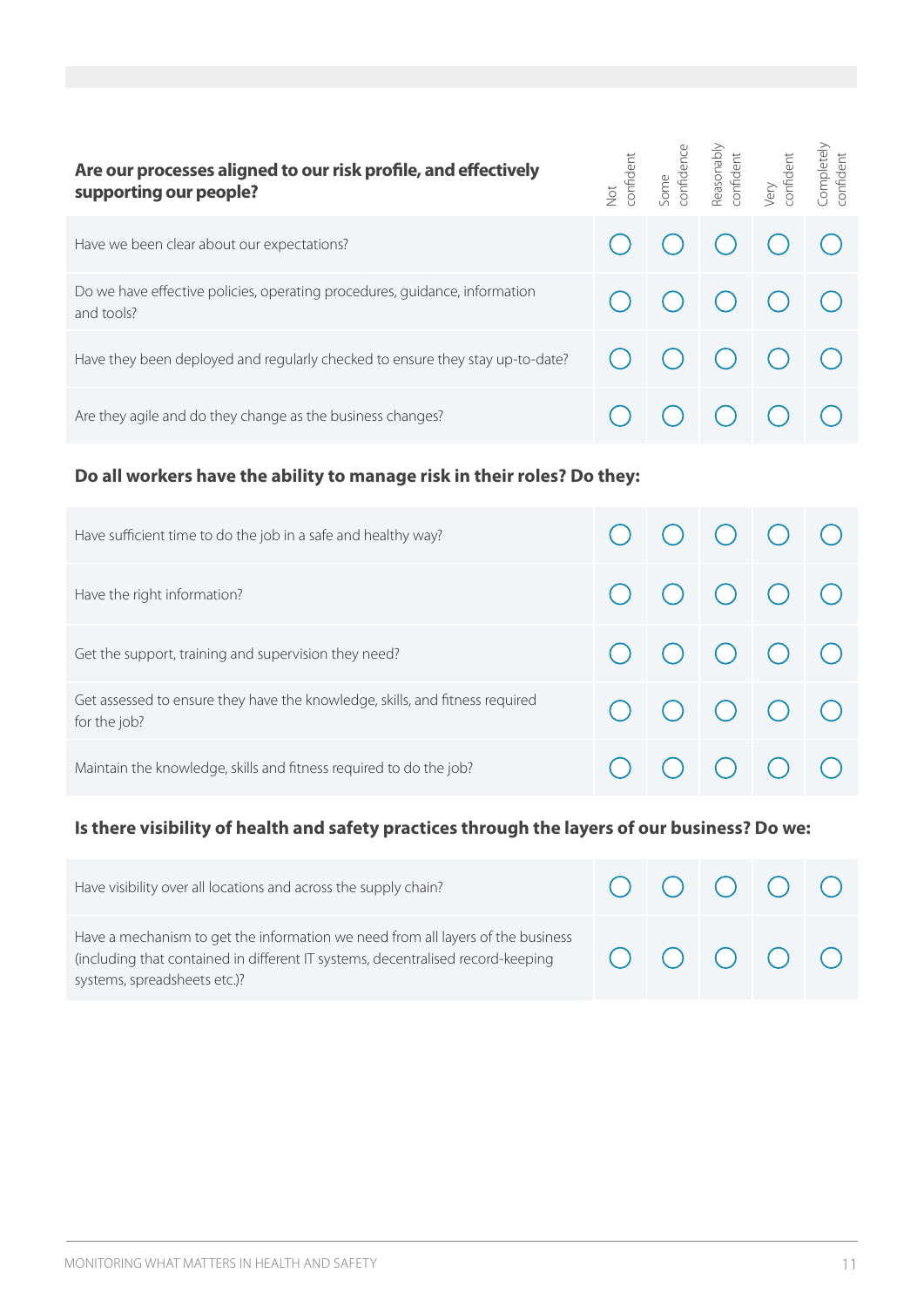| Are our processes aligned to our risk profile, and effectively supporting our people? | Not confident | Some confidence | Reasonably confident | Very confident | Completely confident |
|---|---|---|---|---|---|
| Have we been clear about our expectations? | ◯ | ◯ | ◯ | ◯ | ◯ |
| Do we have effective policies, operating procedures, guidance, information and tools? | ◯ | ◯ | ◯ | ◯ | ◯ |
| Have they been deployed and regularly checked to ensure they stay up-to-date? | ◯ | ◯ | ◯ | ◯ | ◯ |
| Are they agile and do they change as the business changes? | ◯ | ◯ | ◯ | ◯ | ◯ |
| **Do all workers have the ability to manage risk in their roles? Do they:** | | | | | |
| Have sufficient time to do the job in a safe and healthy way? | ◯ | ◯ | ◯ | ◯ | ◯ |
| Have the right information? | ◯ | ◯ | ◯ | ◯ | ◯ |
| Get the support, training and supervision they need? | ◯ | ◯ | ◯ | ◯ | ◯ |
| Get assessed to ensure they have the knowledge, skills, and fitness required for the job? | ◯ | ◯ | ◯ | ◯ | ◯ |
| Maintain the knowledge, skills and fitness required to do the job? | ◯ | ◯ | ◯ | ◯ | ◯ |
| **Is there visibility of health and safety practices through the layers of our business? Do we:** | | | | | |
| Have visibility over all locations and across the supply chain? | ◯ | ◯ | ◯ | ◯ | ◯ |
| Have a mechanism to get the information we need from all layers of the business (including that contained in different IT systems, decentralised record-keeping systems, spreadsheets etc.)? | ◯ | ◯ | ◯ | ◯ | ◯ |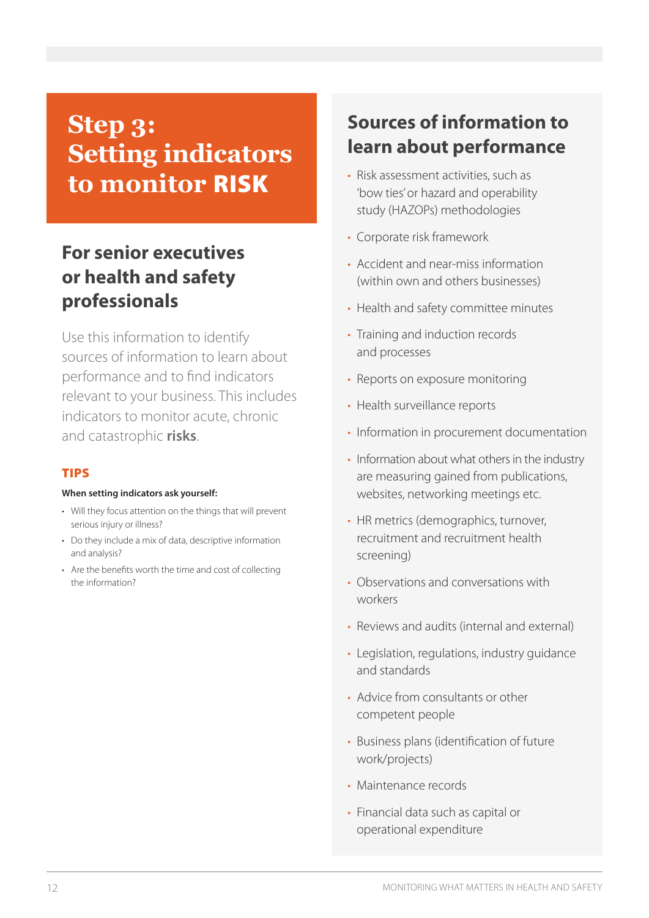# Step 3: Setting indicators to monitor RISK

## For senior executives or health and safety professionals

Use this information to identify sources of information to learn about performance and to find indicators relevant to your business. This includes indicators to monitor acute, chronic and catastrophic **risks**.

### TIPS

**When setting indicators ask yourself:**

- Will they focus attention on the things that will prevent serious injury or illness?
- Do they include a mix of data, descriptive information and analysis?
- Are the benefits worth the time and cost of collecting the information?

## Sources of information to learn about performance

- Risk assessment activities, such as 'bow ties' or hazard and operability study (HAZOPs) methodologies
- Corporate risk framework
- Accident and near-miss information (within own and others businesses)
- Health and safety committee minutes
- Training and induction records and processes
- Reports on exposure monitoring
- Health surveillance reports
- Information in procurement documentation
- Information about what others in the industry are measuring gained from publications, websites, networking meetings etc.
- HR metrics (demographics, turnover, recruitment and recruitment health screening)
- Observations and conversations with workers
- Reviews and audits (internal and external)
- Legislation, regulations, industry guidance and standards
- Advice from consultants or other competent people
- Business plans (identification of future work/projects)
- Maintenance records
- Financial data such as capital or operational expenditure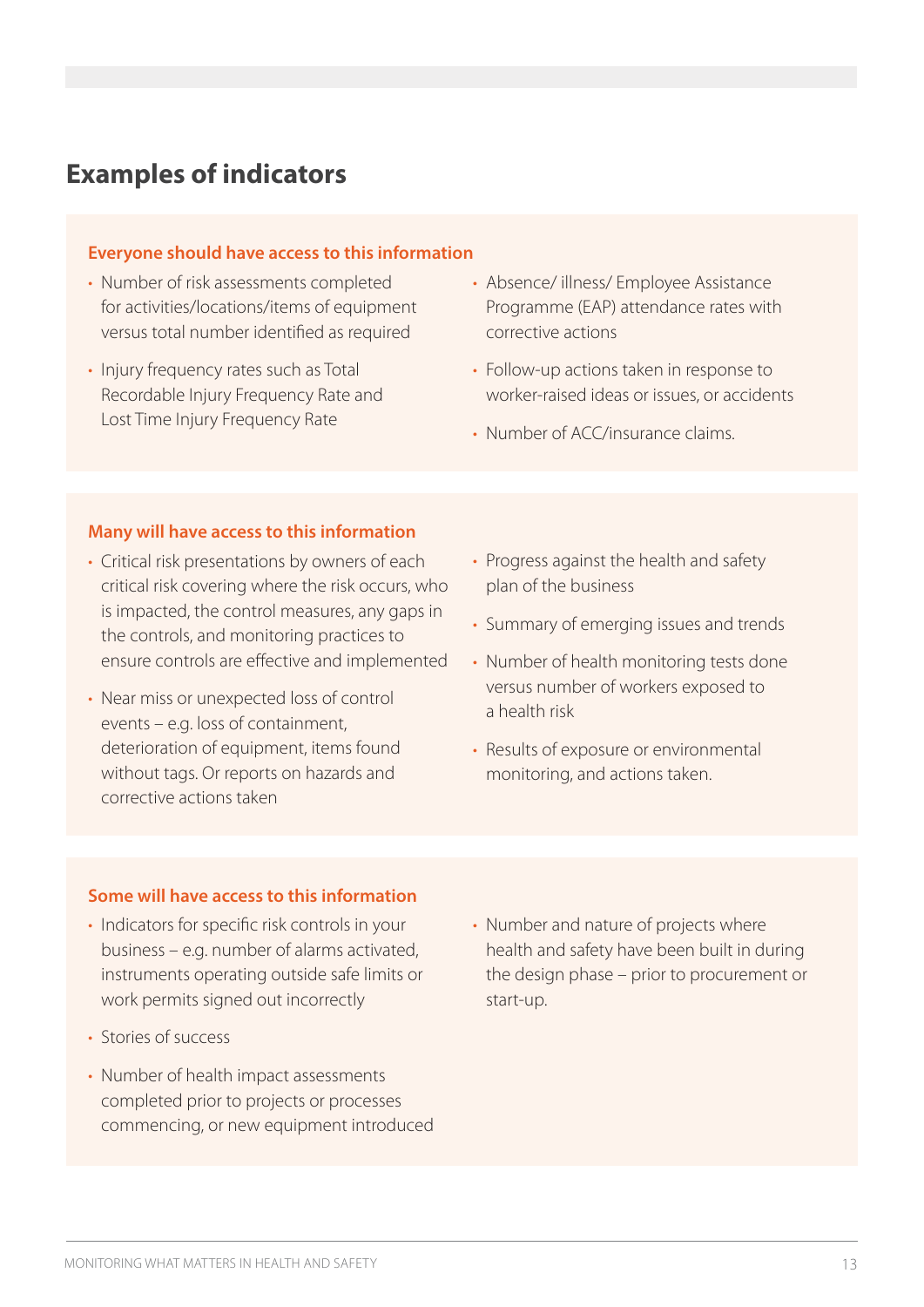## Examples of indicators

### Everyone should have access to this information

- Number of risk assessments completed for activities/locations/items of equipment versus total number identified as required
- Injury frequency rates such as Total Recordable Injury Frequency Rate and Lost Time Injury Frequency Rate
- Absence/ illness/ Employee Assistance Programme (EAP) attendance rates with corrective actions
- Follow-up actions taken in response to worker-raised ideas or issues, or accidents
- Number of ACC/insurance claims.

### Many will have access to this information

- Critical risk presentations by owners of each critical risk covering where the risk occurs, who is impacted, the control measures, any gaps in the controls, and monitoring practices to ensure controls are effective and implemented
- Near miss or unexpected loss of control events – e.g. loss of containment, deterioration of equipment, items found without tags. Or reports on hazards and corrective actions taken
- Progress against the health and safety plan of the business
- Summary of emerging issues and trends
- Number of health monitoring tests done versus number of workers exposed to a health risk
- Results of exposure or environmental monitoring, and actions taken.

### Some will have access to this information

- Indicators for specific risk controls in your business – e.g. number of alarms activated, instruments operating outside safe limits or work permits signed out incorrectly
- Stories of success
- Number of health impact assessments completed prior to projects or processes commencing, or new equipment introduced
- Number and nature of projects where health and safety have been built in during the design phase – prior to procurement or start-up.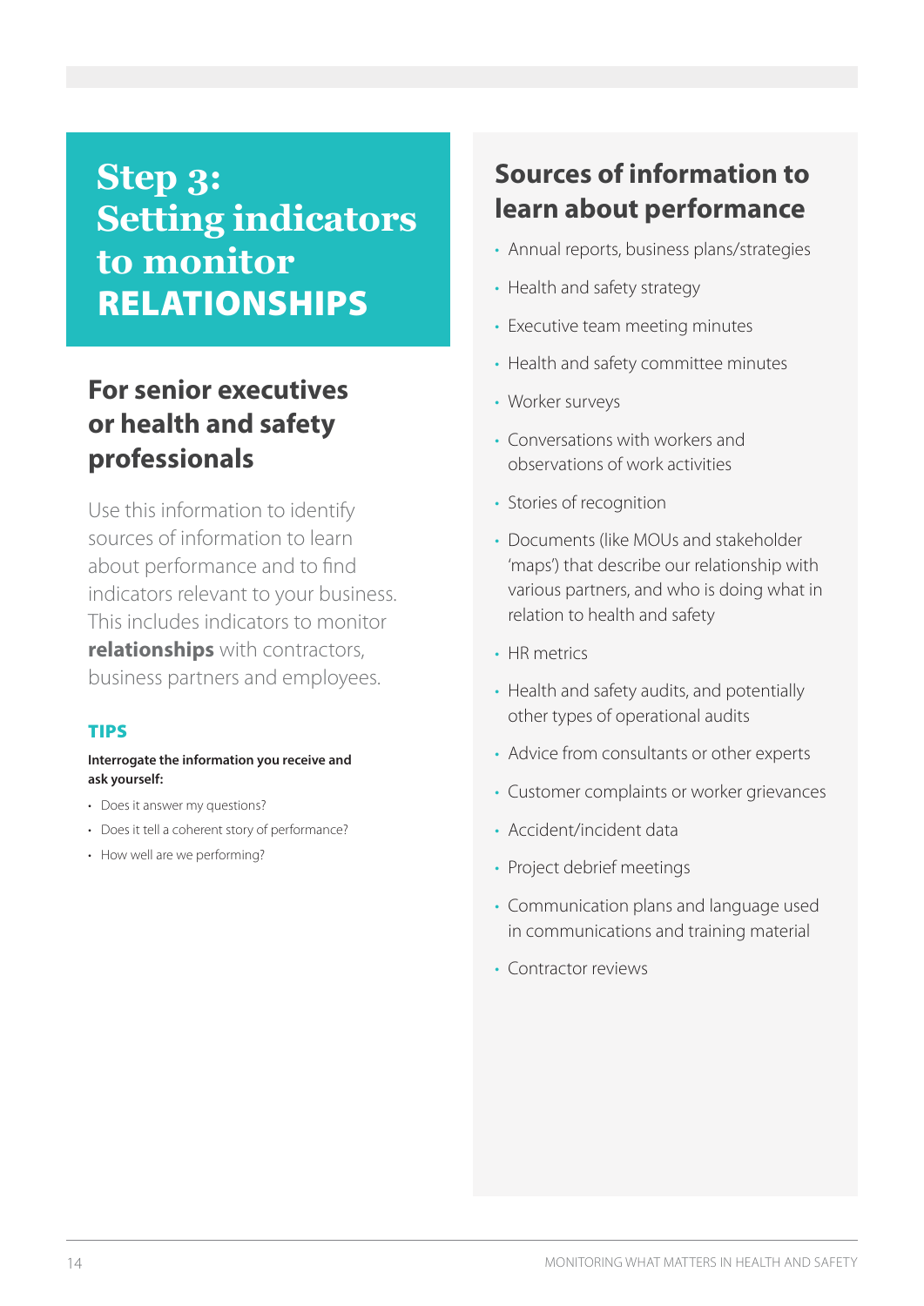# Step 3: Setting indicators to monitor RELATIONSHIPS

## For senior executives or health and safety professionals

Use this information to identify sources of information to learn about performance and to find indicators relevant to your business. This includes indicators to monitor **relationships** with contractors, business partners and employees.

### TIPS

**Interrogate the information you receive and ask yourself:**

- Does it answer my questions?
- Does it tell a coherent story of performance?
- How well are we performing?

## Sources of information to learn about performance

- Annual reports, business plans/strategies
- Health and safety strategy
- Executive team meeting minutes
- Health and safety committee minutes
- Worker surveys
- Conversations with workers and observations of work activities
- Stories of recognition
- Documents (like MOUs and stakeholder 'maps') that describe our relationship with various partners, and who is doing what in relation to health and safety
- HR metrics
- Health and safety audits, and potentially other types of operational audits
- Advice from consultants or other experts
- Customer complaints or worker grievances
- Accident/incident data
- Project debrief meetings
- Communication plans and language used in communications and training material
- Contractor reviews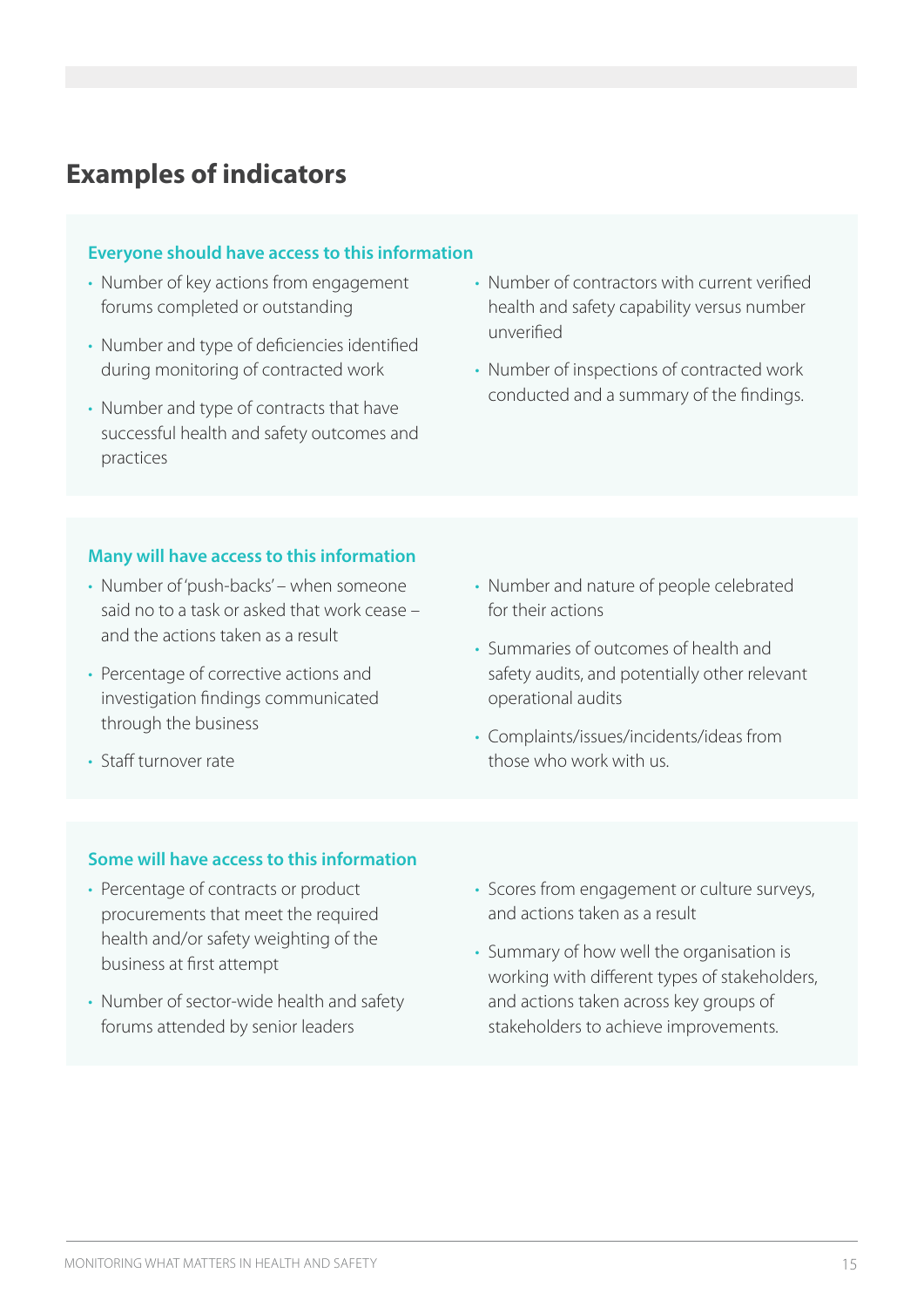## Examples of indicators

### Everyone should have access to this information

- Number of key actions from engagement forums completed or outstanding
- Number and type of deficiencies identified during monitoring of contracted work
- Number and type of contracts that have successful health and safety outcomes and practices
- Number of contractors with current verified health and safety capability versus number unverified
- Number of inspections of contracted work conducted and a summary of the findings.

### Many will have access to this information

- Number of 'push-backs' – when someone said no to a task or asked that work cease – and the actions taken as a result
- Percentage of corrective actions and investigation findings communicated through the business
- Staff turnover rate
- Number and nature of people celebrated for their actions
- Summaries of outcomes of health and safety audits, and potentially other relevant operational audits
- Complaints/issues/incidents/ideas from those who work with us.

### Some will have access to this information

- Percentage of contracts or product procurements that meet the required health and/or safety weighting of the business at first attempt
- Number of sector-wide health and safety forums attended by senior leaders
- Scores from engagement or culture surveys, and actions taken as a result
- Summary of how well the organisation is working with different types of stakeholders, and actions taken across key groups of stakeholders to achieve improvements.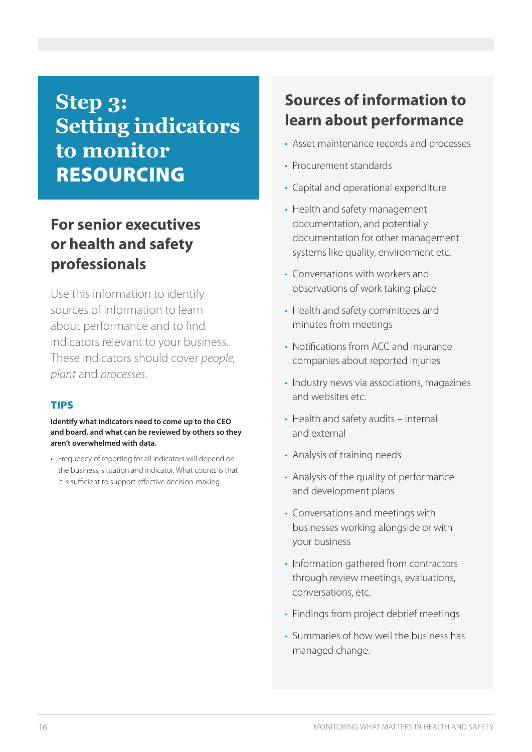# Step 3: Setting indicators to monitor RESOURCING

## For senior executives or health and safety professionals

Use this information to identify sources of information to learn about performance and to find indicators relevant to your business. These indicators should cover *people, plant* and *processes*.

### TIPS

**Identify what indicators need to come up to the CEO and board, and what can be reviewed by others so they aren't overwhelmed with data.**

- Frequency of reporting for all indicators will depend on the business, situation and indicator. What counts is that it is sufficient to support effective decision-making.

## Sources of information to learn about performance

- Asset maintenance records and processes
- Procurement standards
- Capital and operational expenditure
- Health and safety management documentation, and potentially documentation for other management systems like quality, environment etc.
- Conversations with workers and observations of work taking place
- Health and safety committees and minutes from meetings
- Notifications from ACC and insurance companies about reported injuries
- Industry news via associations, magazines and websites etc.
- Health and safety audits – internal and external
- Analysis of training needs
- Analysis of the quality of performance and development plans
- Conversations and meetings with businesses working alongside or with your business
- Information gathered from contractors through review meetings, evaluations, conversations, etc.
- Findings from project debrief meetings
- Summaries of how well the business has managed change.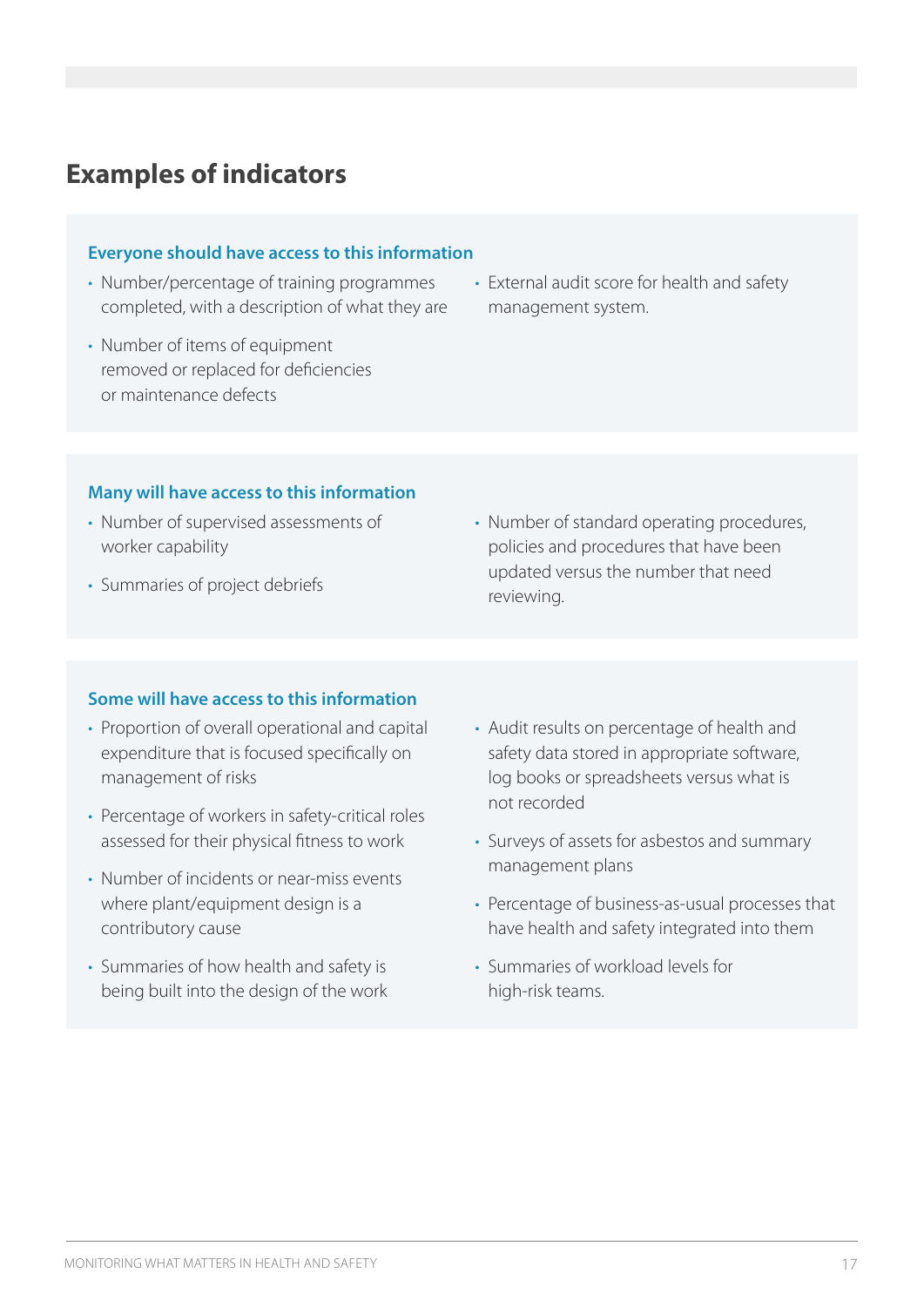## Examples of indicators

### Everyone should have access to this information

- Number/percentage of training programmes completed, with a description of what they are
- Number of items of equipment removed or replaced for deficiencies or maintenance defects
- External audit score for health and safety management system.

### Many will have access to this information

- Number of supervised assessments of worker capability
- Summaries of project debriefs
- Number of standard operating procedures, policies and procedures that have been updated versus the number that need reviewing.

### Some will have access to this information

- Proportion of overall operational and capital expenditure that is focused specifically on management of risks
- Percentage of workers in safety-critical roles assessed for their physical fitness to work
- Number of incidents or near-miss events where plant/equipment design is a contributory cause
- Summaries of how health and safety is being built into the design of the work
- Audit results on percentage of health and safety data stored in appropriate software, log books or spreadsheets versus what is not recorded
- Surveys of assets for asbestos and summary management plans
- Percentage of business-as-usual processes that have health and safety integrated into them
- Summaries of workload levels for high-risk teams.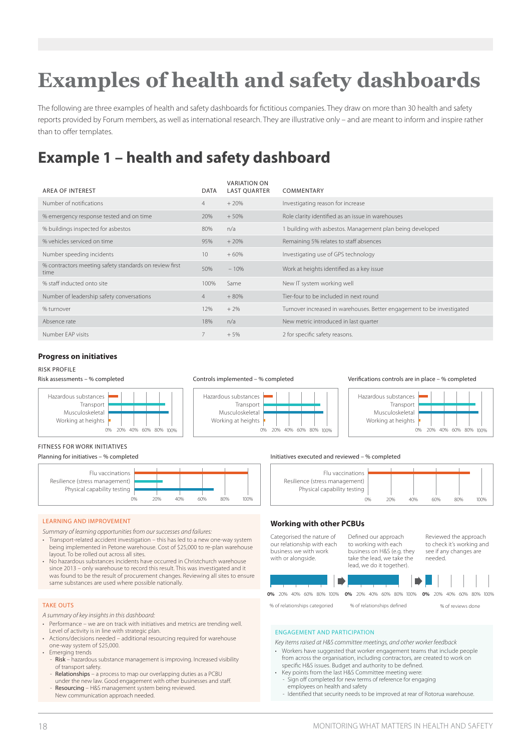# Examples of health and safety dashboards

The following are three examples of health and safety dashboards for fictitious companies. They draw on more than 30 health and safety reports provided by Forum members, as well as international research. They are illustrative only – and are meant to inform and inspire rather than to offer templates.

## Example 1 – health and safety dashboard

| AREA OF INTEREST | DATA | VARIATION ON LAST QUARTER | COMMENTARY |
|---|---|---|---|
| Number of notifications | 4 | + 20% | Investigating reason for increase |
| % emergency response tested and on time | 20% | + 50% | Role clarity identified as an issue in warehouses |
| % buildings inspected for asbestos | 80% | n/a | 1 building with asbestos. Management plan being developed |
| % vehicles serviced on time | 95% | + 20% | Remaining 5% relates to staff absences |
| Number speeding incidents | 10 | + 60% | Investigating use of GPS technology |
| % contractors meeting safety standards on review first time | 50% | – 10% | Work at heights identified as a key issue |
| % staff inducted onto site | 100% | Same | New IT system working well |
| Number of leadership safety conversations | 4 | + 80% | Tier-four to be included in next round |
| % turnover | 12% | + 2% | Turnover increased in warehouses. Better engagement to be investigated |
| Absence rate | 18% | n/a | New metric introduced in last quarter |
| Number EAP visits | 7 | + 5% | 2 for specific safety reasons. |

### Progress on initiatives

RISK PROFILE

Risk assessments – % completed

Hazardous substances, Transport, Musculoskeletal, Working at heights (0%–100%)

Controls implemented – % completed

Hazardous substances, Transport, Musculoskeletal, Working at heights (0%–100%)

Verifications controls are in place – % completed

Hazardous substances, Transport, Musculoskeletal, Working at heights (0%–100%)

FITNESS FOR WORK INITIATIVES

Planning for initiatives – % completed

Flu vaccinations, Resilience (stress management), Physical capability testing (0%–100%)

Initiatives executed and reviewed – % completed

Flu vaccinations, Resilience (stress management), Physical capability testing (0%–100%)

LEARNING AND IMPROVEMENT

*Summary of learning opportunities from our successes and failures:*

- Transport-related accident investigation – this has led to a new one-way system being implemented in Petone warehouse. Cost of $25,000 to re-plan warehouse layout. To be rolled out across all sites.
- No hazardous substances incidents have occurred in Christchurch warehouse since 2013 – only warehouse to record this result. This was investigated and it was found to be the result of procurement changes. Reviewing all sites to ensure same substances are used where possible nationally.

TAKE OUTS

*A summary of key insights in this dashboard:*

- Performance – we are on track with initiatives and metrics are trending well. Level of activity is in line with strategic plan.
- Actions/decisions needed – additional resourcing required for warehouse one-way system of $25,000.
- Emerging trends
  - **Risk** – hazardous substance management is improving. Increased visibility of transport safety.
  - **Relationships** – a process to map our overlapping duties as a PCBU under the new law. Good engagement with other businesses and staff.
  - **Resourcing** – H&S management system being reviewed. New communication approach needed.

### Working with other PCBUs

Categorised the nature of our relationship with each business we work with or alongside.

Defined our approach to working with each business on H&S (e.g. they take the lead, we take the lead, we do it together).

Reviewed the approach to check it's working and see if any changes are needed.

% of relationships categoried (0%–100%)

% of relationships defined (0%–100%)

% of reviews done (0%–100%)

ENGAGEMENT AND PARTICIPATION

*Key items raised at H&S committee meetings, and other worker feedback*

- Workers have suggested that worker engagement teams that include people from across the organisation, including contractors, are created to work on specific H&S issues. Budget and authority to be defined.
- Key points from the last H&S Committee meeting were:
  - Sign off completed for new terms of reference for engaging employees on health and safety
  - Identified that security needs to be improved at rear of Rotorua warehouse.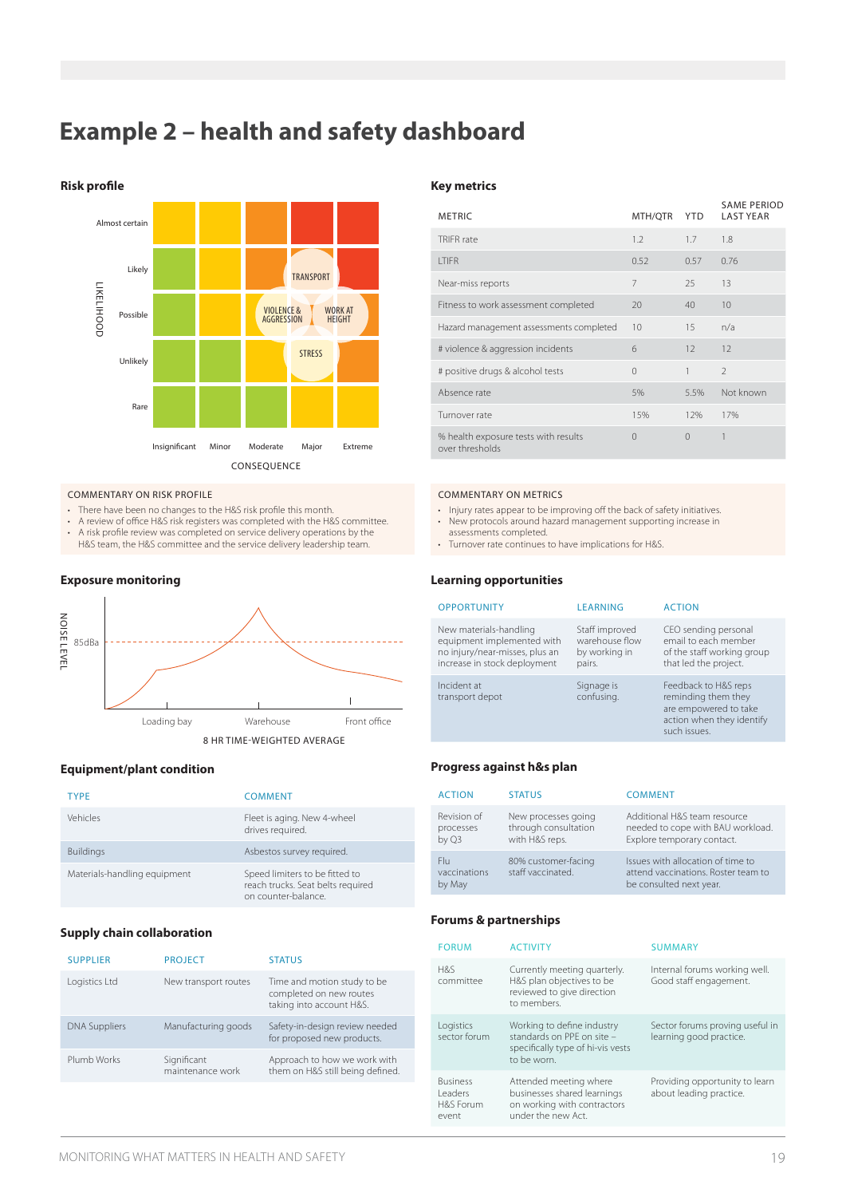# Example 2 – health and safety dashboard

## Risk profile

LIKELIHOOD: Almost certain, Likely, Possible, Unlikely, Rare

CONSEQUENCE: Insignificant, Minor, Moderate, Major, Extreme

TRANSPORT

VIOLENCE & AGGRESSION

WORK AT HEIGHT

STRESS

COMMENTARY ON RISK PROFILE

- There have been no changes to the H&S risk profile this month.
- A review of office H&S risk registers was completed with the H&S committee.
- A risk profile review was completed on service delivery operations by the H&S team, the H&S committee and the service delivery leadership team.

## Key metrics

| METRIC | MTH/QTR | YTD | SAME PERIOD LAST YEAR |
|---|---|---|---|
| TRIFR rate | 1.2 | 1.7 | 1.8 |
| LTIFR | 0.52 | 0.57 | 0.76 |
| Near-miss reports | 7 | 25 | 13 |
| Fitness to work assessment completed | 20 | 40 | 10 |
| Hazard management assessments completed | 10 | 15 | n/a |
| # violence & aggression incidents | 6 | 12 | 12 |
| # positive drugs & alcohol tests | 0 | 1 | 2 |
| Absence rate | 5% | 5.5% | Not known |
| Turnover rate | 15% | 12% | 17% |
| % health exposure tests with results over thresholds | 0 | 0 | 1 |

COMMENTARY ON METRICS

- Injury rates appear to be improving off the back of safety initiatives.
- New protocols around hazard management supporting increase in assessments completed.
- Turnover rate continues to have implications for H&S.

## Exposure monitoring

NOISE LEVEL

85dBa

Loading bay, Warehouse, Front office

8 HR TIME-WEIGHTED AVERAGE

## Learning opportunities

| OPPORTUNITY | LEARNING | ACTION |
|---|---|---|
| New materials-handling equipment implemented with no injury/near-misses, plus an increase in stock deployment | Staff improved warehouse flow by working in pairs. | CEO sending personal email to each member of the staff working group that led the project. |
| Incident at transport depot | Signage is confusing. | Feedback to H&S reps reminding them they are empowered to take action when they identify such issues. |

## Equipment/plant condition

| TYPE | COMMENT |
|---|---|
| Vehicles | Fleet is aging. New 4-wheel drives required. |
| Buildings | Asbestos survey required. |
| Materials-handling equipment | Speed limiters to be fitted to reach trucks. Seat belts required on counter-balance. |

## Progress against h&s plan

| ACTION | STATUS | COMMENT |
|---|---|---|
| Revision of processes by Q3 | New processes going through consultation with H&S reps. | Additional H&S team resource needed to cope with BAU workload. Explore temporary contact. |
| Flu vaccinations by May | 80% customer-facing staff vaccinated. | Issues with allocation of time to attend vaccinations. Roster team to be consulted next year. |

## Supply chain collaboration

| SUPPLIER | PROJECT | STATUS |
|---|---|---|
| Logistics Ltd | New transport routes | Time and motion study to be completed on new routes taking into account H&S. |
| DNA Suppliers | Manufacturing goods | Safety-in-design review needed for proposed new products. |
| Plumb Works | Significant maintenance work | Approach to how we work with them on H&S still being defined. |

## Forums & partnerships

| FORUM | ACTIVITY | SUMMARY |
|---|---|---|
| H&S committee | Currently meeting quarterly. H&S plan objectives to be reviewed to give direction to members. | Internal forums working well. Good staff engagement. |
| Logistics sector forum | Working to define industry standards on PPE on site – specifically type of hi-vis vests to be worn. | Sector forums proving useful in learning good practice. |
| Business Leaders H&S Forum event | Attended meeting where businesses shared learnings on working with contractors under the new Act. | Providing opportunity to learn about leading practice. |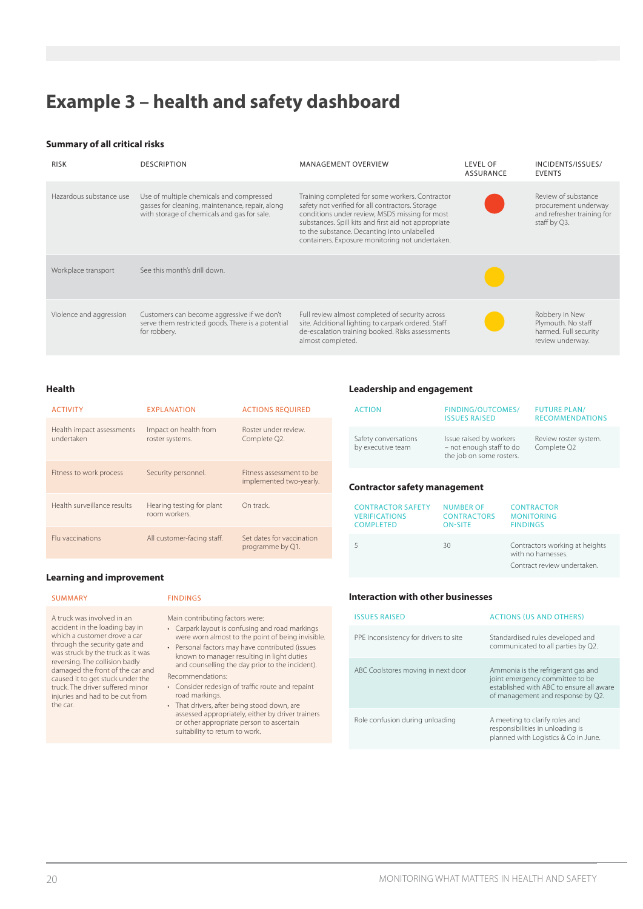# Example 3 – health and safety dashboard

### Summary of all critical risks

| RISK | DESCRIPTION | MANAGEMENT OVERVIEW | LEVEL OF ASSURANCE | INCIDENTS/ISSUES/ EVENTS |
|---|---|---|---|---|
| Hazardous substance use | Use of multiple chemicals and compressed gasses for cleaning, maintenance, repair, along with storage of chemicals and gas for sale. | Training completed for some workers. Contractor safety not verified for all contractors. Storage conditions under review, MSDS missing for most substances. Spill kits and first aid not appropriate to the substance. Decanting into unlabelled containers. Exposure monitoring not undertaken. | Red | Review of substance procurement underway and refresher training for staff by Q3. |
| Workplace transport | See this month's drill down. | | Yellow | |
| Violence and aggression | Customers can become aggressive if we don't serve them restricted goods. There is a potential for robbery. | Full review almost completed of security across site. Additional lighting to carpark ordered. Staff de-escalation training booked. Risks assessments almost completed. | Yellow | Robbery in New Plymouth. No staff harmed. Full security review underway. |

### Health

| ACTIVITY | EXPLANATION | ACTIONS REQUIRED |
|---|---|---|
| Health impact assessments undertaken | Impact on health from roster systems. | Roster under review. Complete Q2. |
| Fitness to work process | Security personnel. | Fitness assessment to be implemented two-yearly. |
| Health surveillance results | Hearing testing for plant room workers. | On track. |
| Flu vaccinations | All customer-facing staff. | Set dates for vaccination programme by Q1. |

### Learning and improvement

| SUMMARY | FINDINGS |
|---|---|
| A truck was involved in an accident in the loading bay in which a customer drove a car through the security gate and was struck by the truck as it was reversing. The collision badly damaged the front of the car and caused it to get stuck under the truck. The driver suffered minor injuries and had to be cut from the car. | Main contributing factors were:<br>• Carpark layout is confusing and road markings were worn almost to the point of being invisible.<br>• Personal factors may have contributed (issues known to manager resulting in light duties and counselling the day prior to the incident).<br>Recommendations:<br>• Consider redesign of traffic route and repaint road markings.<br>• That drivers, after being stood down, are assessed appropriately, either by driver trainers or other appropriate person to ascertain suitability to return to work. |

### Leadership and engagement

| ACTION | FINDING/OUTCOMES/ ISSUES RAISED | FUTURE PLAN/ RECOMMENDATIONS |
|---|---|---|
| Safety conversations by executive team | Issue raised by workers – not enough staff to do the job on some rosters. | Review roster system. Complete Q2 |

### Contractor safety management

| CONTRACTOR SAFETY VERIFICATIONS COMPLETED | NUMBER OF CONTRACTORS ON-SITE | CONTRACTOR MONITORING FINDINGS |
|---|---|---|
| 5 | 30 | Contractors working at heights with no harnesses.<br>Contract review undertaken. |

### Interaction with other businesses

| ISSUES RAISED | ACTIONS (US AND OTHERS) |
|---|---|
| PPE inconsistency for drivers to site | Standardised rules developed and communicated to all parties by Q2. |
| ABC Coolstores moving in next door | Ammonia is the refrigerant gas and joint emergency committee to be established with ABC to ensure all aware of management and response by Q2. |
| Role confusion during unloading | A meeting to clarify roles and responsibilities in unloading is planned with Logistics & Co in June. |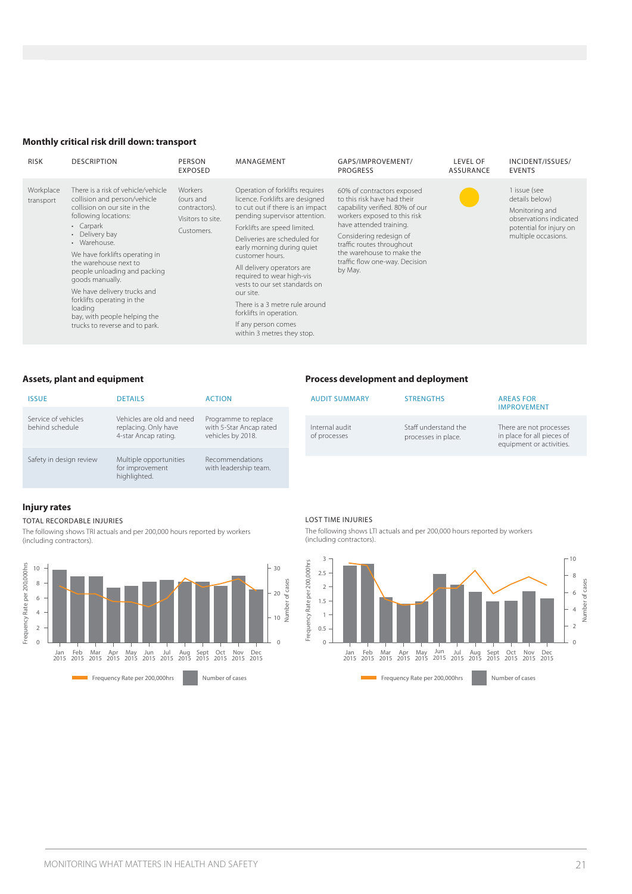## Monthly critical risk drill down: transport

| RISK | DESCRIPTION | PERSON EXPOSED | MANAGEMENT | GAPS/IMPROVEMENT/ PROGRESS | LEVEL OF ASSURANCE | INCIDENT/ISSUES/ EVENTS |
|---|---|---|---|---|---|---|
| Workplace transport | There is a risk of vehicle/vehicle collision and person/vehicle collision on our site in the following locations:<br>• Carpark<br>• Delivery bay<br>• Warehouse.<br>We have forklifts operating in the warehouse next to people unloading and packing goods manually.<br>We have delivery trucks and forklifts operating in the loading bay, with people helping the trucks to reverse and to park. | Workers (ours and contractors).<br>Visitors to site.<br>Customers. | Operation of forklifts requires licence. Forklifts are designed to cut out if there is an impact pending supervisor attention.<br>Forklifts are speed limited.<br>Deliveries are scheduled for early morning during quiet customer hours.<br>All delivery operators are required to wear high-vis vests to our set standards on our site.<br>There is a 3 metre rule around forklifts in operation.<br>If any person comes within 3 metres they stop. | 60% of contractors exposed to this risk have had their capability verified. 80% of our workers exposed to this risk have attended training.<br>Considering redesign of traffic routes throughout the warehouse to make the traffic flow one-way. Decision by May. | | 1 issue (see details below)<br>Monitoring and observations indicated potential for injury on multiple occasions. |

## Assets, plant and equipment

| ISSUE | DETAILS | ACTION |
|---|---|---|
| Service of vehicles behind schedule | Vehicles are old and need replacing. Only have 4-star Ancap rating. | Programme to replace with 5-Star Ancap rated vehicles by 2018. |
| Safety in design review | Multiple opportunities for improvement highlighted. | Recommendations with leadership team. |

## Process development and deployment

| AUDIT SUMMARY | STRENGTHS | AREAS FOR IMPROVEMENT |
|---|---|---|
| Internal audit of processes | Staff understand the processes in place. | There are not processes in place for all pieces of equipment or activities. |

## Injury rates

### TOTAL RECORDABLE INJURIES

The following shows TRI actuals and per 200,000 hours reported by workers (including contractors).

### LOST TIME INJURIES

The following shows LTI actuals and per 200,000 hours reported by workers (including contractors).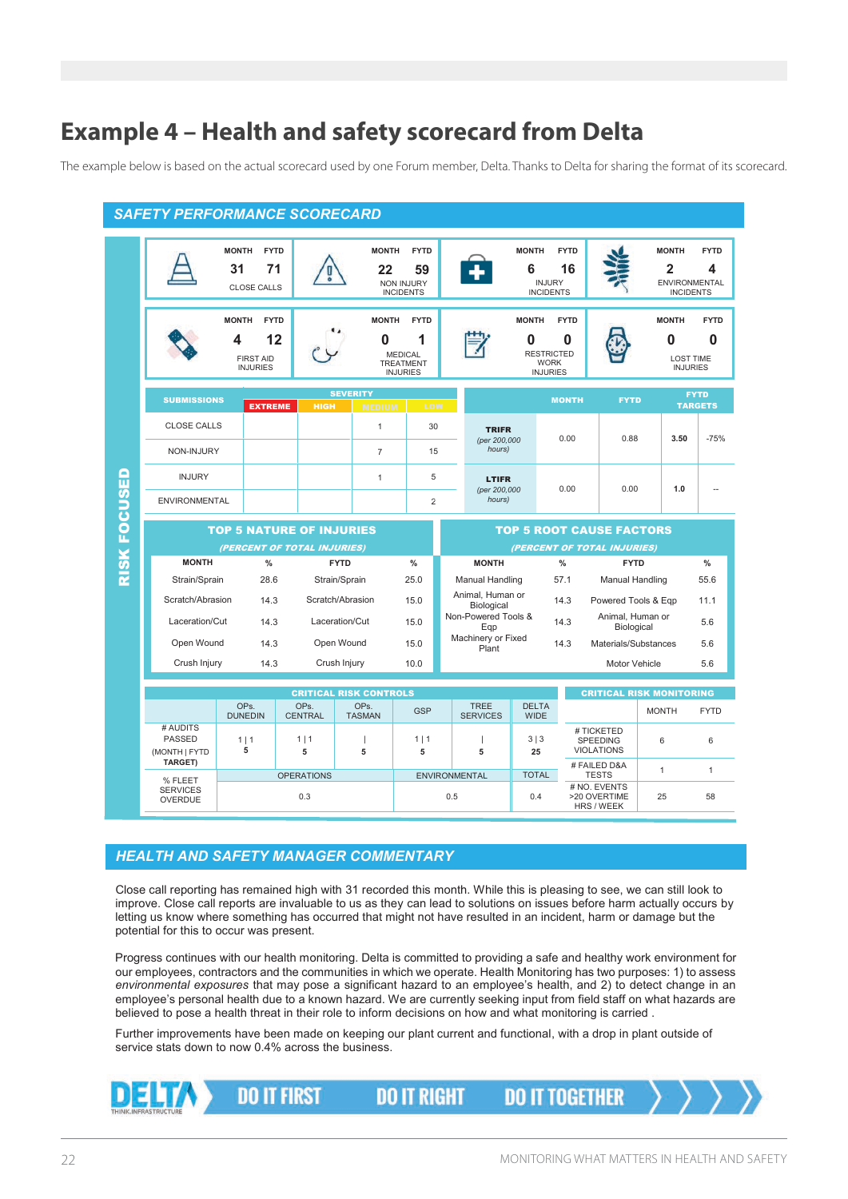# Example 4 – Health and safety scorecard from Delta

The example below is based on the actual scorecard used by one Forum member, Delta. Thanks to Delta for sharing the format of its scorecard.

## SAFETY PERFORMANCE SCORECARD

**RISK FOCUSED**

| | MONTH | FYTD |
|---|---|---|
| CLOSE CALLS | 31 | 71 |
| NON INJURY INCIDENTS | 22 | 59 |
| INJURY INCIDENTS | 6 | 16 |
| ENVIRONMENTAL INCIDENTS | 2 | 4 |
| FIRST AID INJURIES | 4 | 12 |
| MEDICAL TREATMENT INJURIES | 0 | 1 |
| RESTRICTED WORK INJURIES | 0 | 0 |
| LOST TIME INJURIES | 0 | 0 |

| SUBMISSIONS | SEVERITY: EXTREME | HIGH | MEDIUM | LOW |
|---|---|---|---|---|
| CLOSE CALLS | | | 1 | 30 |
| NON-INJURY | | | 7 | 15 |
| INJURY | | | 1 | 5 |
| ENVIRONMENTAL | | | | 2 |

| | MONTH | FYTD | FYTD TARGETS | |
|---|---|---|---|---|
| TRIFR *(per 200,000 hours)* | 0.00 | 0.88 | 3.50 | -75% |
| LTIFR *(per 200,000 hours)* | 0.00 | 0.00 | 1.0 | -- |

**TOP 5 NATURE OF INJURIES** *(PERCENT OF TOTAL INJURIES)*

| MONTH | % | FYTD | % |
|---|---|---|---|
| Strain/Sprain | 28.6 | Strain/Sprain | 25.0 |
| Scratch/Abrasion | 14.3 | Scratch/Abrasion | 15.0 |
| Laceration/Cut | 14.3 | Laceration/Cut | 15.0 |
| Open Wound | 14.3 | Open Wound | 15.0 |
| Crush Injury | 14.3 | Crush Injury | 10.0 |

**TOP 5 ROOT CAUSE FACTORS** *(PERCENT OF TOTAL INJURIES)*

| MONTH | % | FYTD | % |
|---|---|---|---|
| Manual Handling | 57.1 | Manual Handling | 55.6 |
| Animal, Human or Biological | 14.3 | Powered Tools & Eqp | 11.1 |
| Non-Powered Tools & Eqp | 14.3 | Animal, Human or Biological | 5.6 |
| Machinery or Fixed Plant | 14.3 | Materials/Substances | 5.6 |
| | | Motor Vehicle | 5.6 |

**CRITICAL RISK CONTROLS**

| | OPs. DUNEDIN | OPs. CENTRAL | OPs. TASMAN | GSP | TREE SERVICES | DELTA WIDE |
|---|---|---|---|---|---|---|
| # AUDITS PASSED (MONTH \| FYTD TARGET) | 1 \| 1 5 | 1 \| 1 5 | \| 5 | 1 \| 1 5 | \| 5 | 3 \| 3 25 |
| % FLEET SERVICES OVERDUE | OPERATIONS 0.3 | | | ENVIRONMENTAL 0.5 | | TOTAL 0.4 |

**CRITICAL RISK MONITORING**

| | MONTH | FYTD |
|---|---|---|
| # TICKETED SPEEDING VIOLATIONS | 6 | 6 |
| # FAILED D&A TESTS | 1 | 1 |
| # NO. EVENTS >20 OVERTIME HRS / WEEK | 25 | 58 |

## HEALTH AND SAFETY MANAGER COMMENTARY

Close call reporting has remained high with 31 recorded this month. While this is pleasing to see, we can still look to improve. Close call reports are invaluable to us as they can lead to solutions on issues before harm actually occurs by letting us know where something has occurred that might not have resulted in an incident, harm or damage but the potential for this to occur was present.

Progress continues with our health monitoring. Delta is committed to providing a safe and healthy work environment for our employees, contractors and the communities in which we operate. Health Monitoring has two purposes: 1) to assess *environmental exposures* that may pose a significant hazard to an employee's health, and 2) to detect change in an employee's personal health due to a known hazard. We are currently seeking input from field staff on what hazards are believed to pose a health threat in their role to inform decisions on how and what monitoring is carried .

Further improvements have been made on keeping our plant current and functional, with a drop in plant outside of service stats down to now 0.4% across the business.

DELTA THINK.INFRASTRUCTURE — DO IT FIRST — DO IT RIGHT — DO IT TOGETHER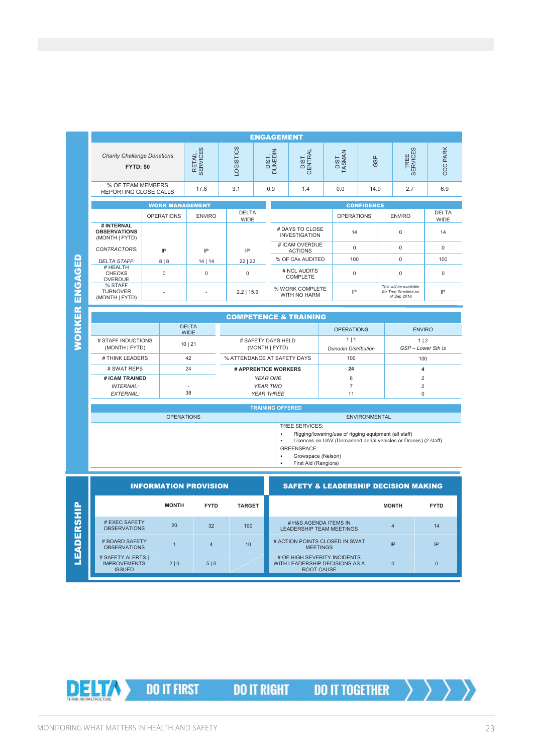# WORKER ENGAGED

## ENGAGEMENT

| *Charity Challenge Donations* **FYTD: $0** | RETAIL SERVICES | LOGISTICS | DIST DUNEDIN | DIST CENTRAL | DIST TASMAN | GSP | TREE SERVICES | CCC PARK |
|---|---|---|---|---|---|---|---|---|
| % OF TEAM MEMBERS REPORTING CLOSE CALLS | 17.8 | 3.1 | 0.9 | 1.4 | 0.0 | 14.9 | 2.7 | 6.9 |

## WORK MANAGEMENT

| | OPERATIONS | ENVIRO | DELTA WIDE |
|---|---|---|---|
| **# INTERNAL OBSERVATIONS** (MONTH \| FYTD) | | | |
| *CONTRACTORS:* | IP | IP | IP |
| *DELTA STAFF:* | 8 \| 8 | 14 \| 14 | 22 \| 22 |
| # HEALTH CHECKS OVERDUE | 0 | 0 | 0 |
| % STAFF TURNOVER (MONTH \| FYTD) | - | - | 2.2 \| 15.9 |

## CONFIDENCE

| | OPERATIONS | ENVIRO | DELTA WIDE |
|---|---|---|---|
| # DAYS TO CLOSE INVESTIGATION | 14 | 0 | 14 |
| # ICAM OVERDUE ACTIONS | 0 | 0 | 0 |
| % OF CAs AUDITED | 100 | 0 | 100 |
| # NCL AUDITS COMPLETE | 0 | 0 | 0 |
| % WORK COMPLETE WITH NO HARM | IP | *This will be available for Tree Services as of Sep 2018* | IP |

## COMPETENCE & TRAINING

| | DELTA WIDE |
|---|---|
| # STAFF INDUCTIONS (MONTH \| FYTD) | 10 \| 21 |
| # THINK LEADERS | 42 |
| # SWAT REPS | 24 |
| **# ICAM TRAINED** | |
| *INTERNAL:* | - |
| *EXTERNAL:* | 38 |

| | OPERATIONS | ENVIRO |
|---|---|---|
| # SAFETY DAYS HELD (MONTH \| FYTD) | 1 \| 1 *Dunedin Distribution* | 1 \| 2 *GSP – Lower Sth Is* |
| % ATTENDANCE AT SAFETY DAYS | 100 | 100 |
| **# APPRENTICE WORKERS** | **24** | **4** |
| *YEAR ONE* | 6 | 2 |
| *YEAR TWO* | 7 | 2 |
| *YEAR THREE* | 11 | 0 |

### TRAINING OFFERED

| OPERATIONS | ENVIRONMENTAL |
|---|---|
| | TREE SERVICES:<br>• Rigging/lowering/use of rigging equipment (all staff)<br>• Licences on UAV (Unmanned aerial vehicles or Drones) (2 staff)<br>GREENSPACE:<br>• Growspace (Nelson)<br>• First Aid (Rangiora) |

# LEADERSHIP

## INFORMATION PROVISION

| | MONTH | FYTD | TARGET |
|---|---|---|---|
| # EXEC SAFETY OBSERVATIONS | 20 | 32 | 100 |
| # BOARD SAFETY OBSERVATIONS | 1 | 4 | 10 |
| # SAFETY ALERTS \| IMPROVEMENTS ISSUED | 2 \| 0 | 5 \| 0 | |

## SAFETY & LEADERSHIP DECISION MAKING

| | MONTH | FYTD |
|---|---|---|
| # H&S AGENDA ITEMS IN LEADERSHIP TEAM MEETINGS | 4 | 14 |
| # ACTION POINTS CLOSED IN SWAT MEETINGS | IP | IP |
| # OF HIGH SEVERITY INCIDENTS WITH LEADERSHIP DECISIONS AS A ROOT CAUSE | 0 | 0 |

DELTA THINK.INFRASTRUCTURE — DO IT FIRST — DO IT RIGHT — DO IT TOGETHER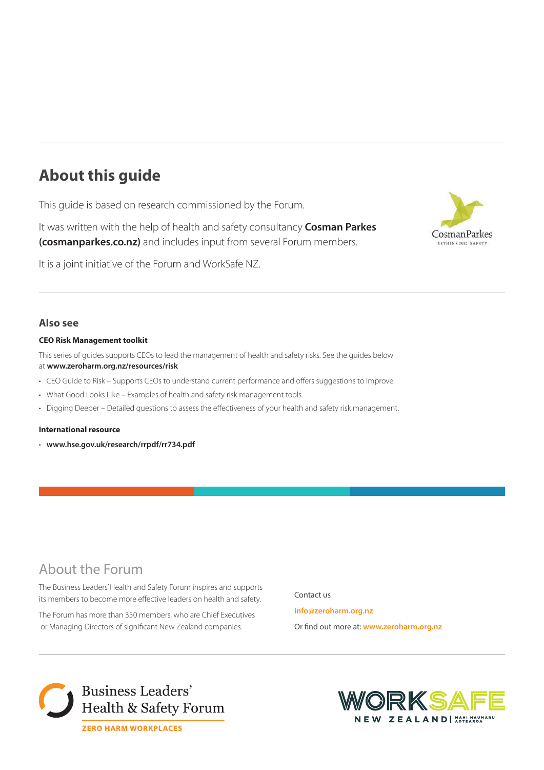## About this guide

This guide is based on research commissioned by the Forum.

It was written with the help of health and safety consultancy **Cosman Parkes (cosmanparkes.co.nz)** and includes input from several Forum members.

It is a joint initiative of the Forum and WorkSafe NZ.

CosmanParkes
RETHINKING SAFETY

### Also see

**CEO Risk Management toolkit**

This series of guides supports CEOs to lead the management of health and safety risks. See the guides below at **www.zeroharm.org.nz/resources/risk**

- CEO Guide to Risk – Supports CEOs to understand current performance and offers suggestions to improve.
- What Good Looks Like – Examples of health and safety risk management tools.
- Digging Deeper – Detailed questions to assess the effectiveness of your health and safety risk management.

**International resource**

- **www.hse.gov.uk/research/rrpdf/rr734.pdf**

## About the Forum

The Business Leaders' Health and Safety Forum inspires and supports its members to become more effective leaders on health and safety.

The Forum has more than 350 members, who are Chief Executives or Managing Directors of significant New Zealand companies.

Contact us

**info@zeroharm.org.nz**

Or find out more at: **www.zeroharm.org.nz**

Business Leaders' Health & Safety Forum
ZERO HARM WORKPLACES

WORKSAFE NEW ZEALAND | MAHI HAUMARU AOTEAROA